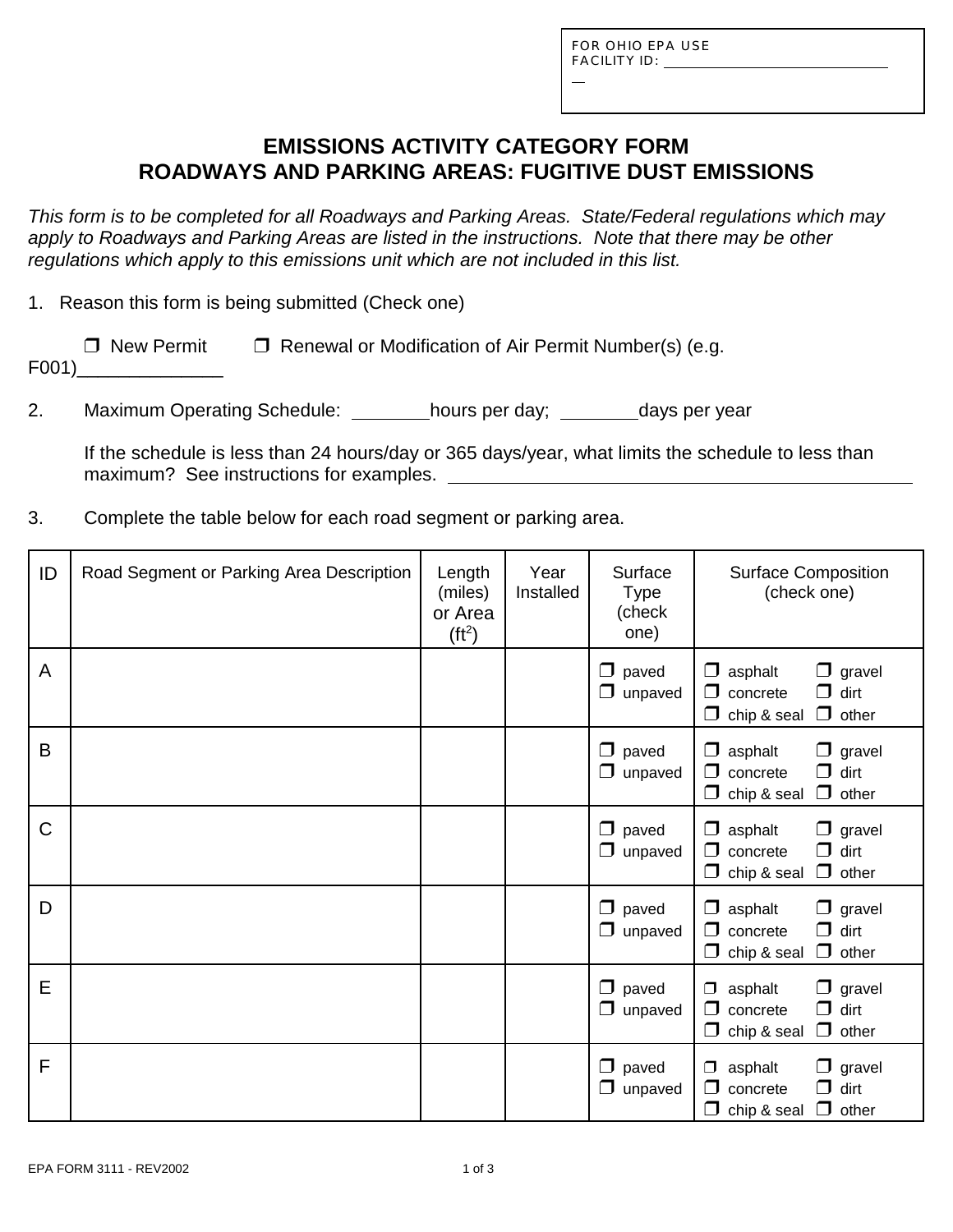FOR OHIO EPA USE
FACILITY ID: ______________________________

# EMISSIONS ACTIVITY CATEGORY FORM
# ROADWAYS AND PARKING AREAS: FUGITIVE DUST EMISSIONS

*This form is to be completed for all Roadways and Parking Areas. State/Federal regulations which may apply to Roadways and Parking Areas are listed in the instructions. Note that there may be other regulations which apply to this emissions unit which are not included in this list.*

1. Reason this form is being submitted (Check one)

   ❒ New Permit ❒ Renewal or Modification of Air Permit Number(s) (e.g. F001)______________

2. Maximum Operating Schedule: ________hours per day; ________days per year

   If the schedule is less than 24 hours/day or 365 days/year, what limits the schedule to less than maximum? See instructions for examples. ______________________________________________

3. Complete the table below for each road segment or parking area.

| ID | Road Segment or Parking Area Description | Length (miles) or Area ($ft^2$) | Year Installed | Surface Type (check one) | Surface Composition (check one) |
|---|---|---|---|---|---|
| A | | | | ❒ paved ❒ unpaved | ❒ asphalt ❒ gravel ❒ concrete ❒ dirt ❒ chip & seal ❒ other |
| B | | | | ❒ paved ❒ unpaved | ❒ asphalt ❒ gravel ❒ concrete ❒ dirt ❒ chip & seal ❒ other |
| C | | | | ❒ paved ❒ unpaved | ❒ asphalt ❒ gravel ❒ concrete ❒ dirt ❒ chip & seal ❒ other |
| D | | | | ❒ paved ❒ unpaved | ❒ asphalt ❒ gravel ❒ concrete ❒ dirt ❒ chip & seal ❒ other |
| E | | | | ❒ paved ❒ unpaved | ❒ asphalt ❒ gravel ❒ concrete ❒ dirt ❒ chip & seal ❒ other |
| F | | | | ❒ paved ❒ unpaved | ❒ asphalt ❒ gravel ❒ concrete ❒ dirt ❒ chip & seal ❒ other |

EPA FORM 3111 - REV2002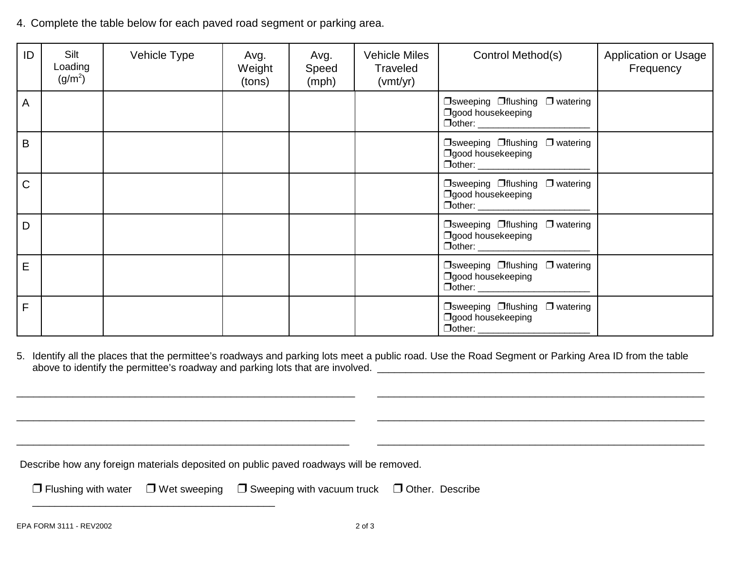4. Complete the table below for each paved road segment or parking area.

| ID | Silt Loading ($g/m^2$) | Vehicle Type | Avg. Weight (tons) | Avg. Speed (mph) | Vehicle Miles Traveled (vmt/yr) | Control Method(s) | Application or Usage Frequency |
|---|---|---|---|---|---|---|---|
| A | | | | | | ❒sweeping ❒flushing ❒ watering ❒good housekeeping ❒other: ______________________ | |
| B | | | | | | ❒sweeping ❒flushing ❒ watering ❒good housekeeping ❒other: ______________________ | |
| C | | | | | | ❒sweeping ❒flushing ❒ watering ❒good housekeeping ❒other: ______________________ | |
| D | | | | | | ❒sweeping ❒flushing ❒ watering ❒good housekeeping ❒other: ______________________ | |
| E | | | | | | ❒sweeping ❒flushing ❒ watering ❒good housekeeping ❒other: ______________________ | |
| F | | | | | | ❒sweeping ❒flushing ❒ watering ❒good housekeeping ❒other: ______________________ | |

5. Identify all the places that the permittee's roadways and parking lots meet a public road. Use the Road Segment or Parking Area ID from the table above to identify the permittee's roadway and parking lots that are involved. ______________________________________________________________

______________________________________________________________ ______________________________________________________________

______________________________________________________________ ______________________________________________________________

______________________________________________________________ ______________________________________________________________

Describe how any foreign materials deposited on public paved roadways will be removed.

❒ Flushing with water ❒ Wet sweeping ❒ Sweeping with vacuum truck ❒ Other. Describe

_____________________________________________

EPA FORM 3111 - REV2002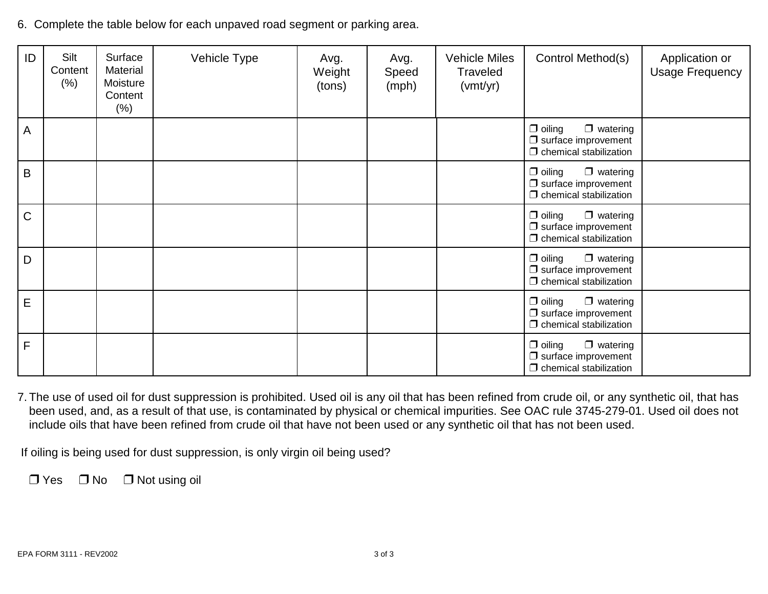6. Complete the table below for each unpaved road segment or parking area.

| ID | Silt Content (%) | Surface Material Moisture Content (%) | Vehicle Type | Avg. Weight (tons) | Avg. Speed (mph) | Vehicle Miles Traveled (vmt/yr) | Control Method(s) | Application or Usage Frequency |
|---|---|---|---|---|---|---|---|---|
| A | | | | | | | ❒ oiling ❒ watering ❒ surface improvement ❒ chemical stabilization | |
| B | | | | | | | ❒ oiling ❒ watering ❒ surface improvement ❒ chemical stabilization | |
| C | | | | | | | ❒ oiling ❒ watering ❒ surface improvement ❒ chemical stabilization | |
| D | | | | | | | ❒ oiling ❒ watering ❒ surface improvement ❒ chemical stabilization | |
| E | | | | | | | ❒ oiling ❒ watering ❒ surface improvement ❒ chemical stabilization | |
| F | | | | | | | ❒ oiling ❒ watering ❒ surface improvement ❒ chemical stabilization | |

7. The use of used oil for dust suppression is prohibited. Used oil is any oil that has been refined from crude oil, or any synthetic oil, that has been used, and, as a result of that use, is contaminated by physical or chemical impurities. See OAC rule 3745-279-01. Used oil does not include oils that have been refined from crude oil that have not been used or any synthetic oil that has not been used.

If oiling is being used for dust suppression, is only virgin oil being used?

❒ Yes ❒ No ❒ Not using oil

EPA FORM 3111 - REV2002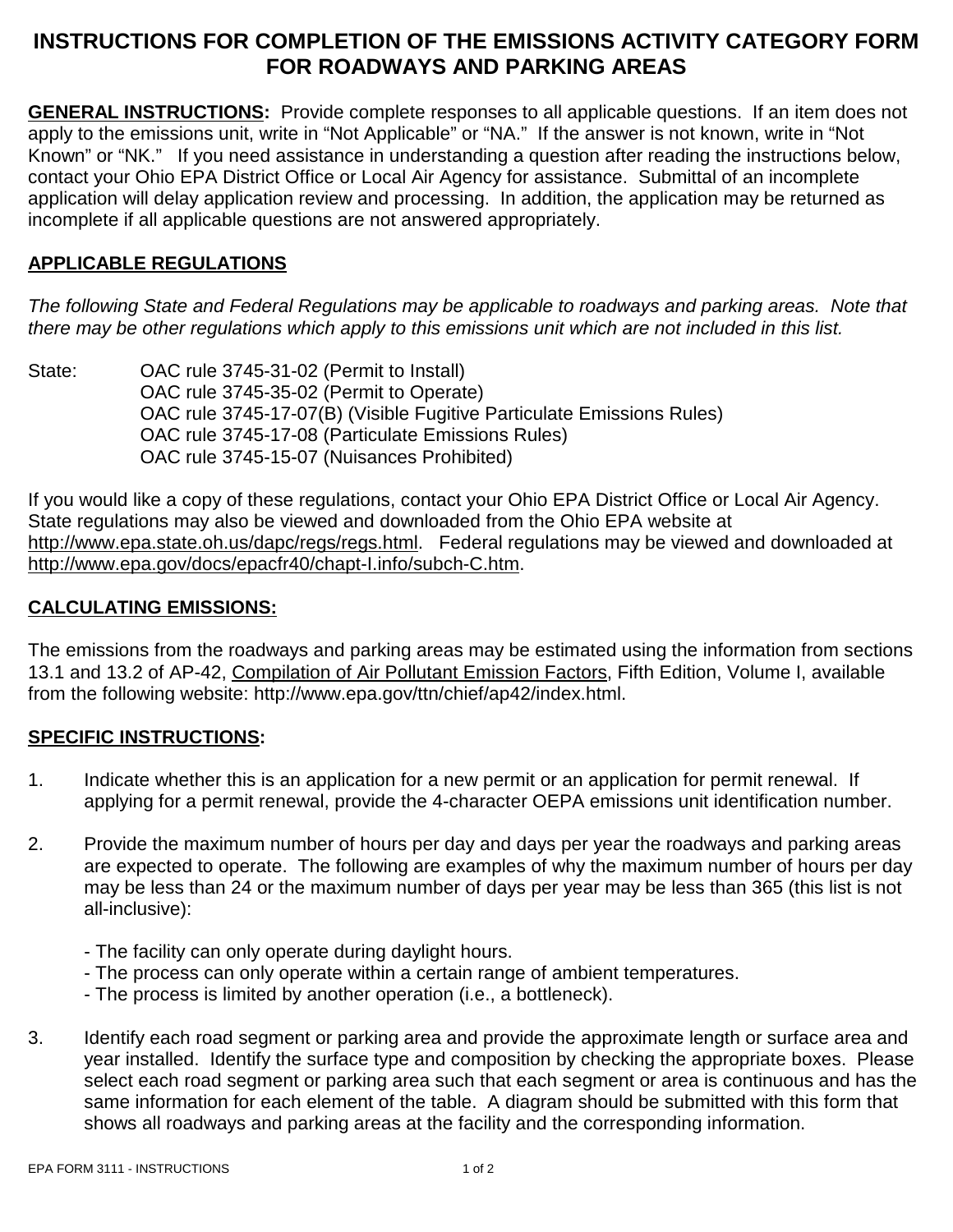# INSTRUCTIONS FOR COMPLETION OF THE EMISSIONS ACTIVITY CATEGORY FORM FOR ROADWAYS AND PARKING AREAS

**GENERAL INSTRUCTIONS:** Provide complete responses to all applicable questions. If an item does not apply to the emissions unit, write in "Not Applicable" or "NA." If the answer is not known, write in "Not Known" or "NK." If you need assistance in understanding a question after reading the instructions below, contact your Ohio EPA District Office or Local Air Agency for assistance. Submittal of an incomplete application will delay application review and processing. In addition, the application may be returned as incomplete if all applicable questions are not answered appropriately.

## APPLICABLE REGULATIONS

*The following State and Federal Regulations may be applicable to roadways and parking areas. Note that there may be other regulations which apply to this emissions unit which are not included in this list.*

State:
- OAC rule 3745-31-02 (Permit to Install)
- OAC rule 3745-35-02 (Permit to Operate)
- OAC rule 3745-17-07(B) (Visible Fugitive Particulate Emissions Rules)
- OAC rule 3745-17-08 (Particulate Emissions Rules)
- OAC rule 3745-15-07 (Nuisances Prohibited)

If you would like a copy of these regulations, contact your Ohio EPA District Office or Local Air Agency. State regulations may also be viewed and downloaded from the Ohio EPA website at http://www.epa.state.oh.us/dapc/regs/regs.html. Federal regulations may be viewed and downloaded at http://www.epa.gov/docs/epacfr40/chapt-I.info/subch-C.htm.

## CALCULATING EMISSIONS:

The emissions from the roadways and parking areas may be estimated using the information from sections 13.1 and 13.2 of AP-42, Compilation of Air Pollutant Emission Factors, Fifth Edition, Volume I, available from the following website: http://www.epa.gov/ttn/chief/ap42/index.html.

## SPECIFIC INSTRUCTIONS:

1. Indicate whether this is an application for a new permit or an application for permit renewal. If applying for a permit renewal, provide the 4-character OEPA emissions unit identification number.

2. Provide the maximum number of hours per day and days per year the roadways and parking areas are expected to operate. The following are examples of why the maximum number of hours per day may be less than 24 or the maximum number of days per year may be less than 365 (this list is not all-inclusive):

   - The facility can only operate during daylight hours.
   - The process can only operate within a certain range of ambient temperatures.
   - The process is limited by another operation (i.e., a bottleneck).

3. Identify each road segment or parking area and provide the approximate length or surface area and year installed. Identify the surface type and composition by checking the appropriate boxes. Please select each road segment or parking area such that each segment or area is continuous and has the same information for each element of the table. A diagram should be submitted with this form that shows all roadways and parking areas at the facility and the corresponding information.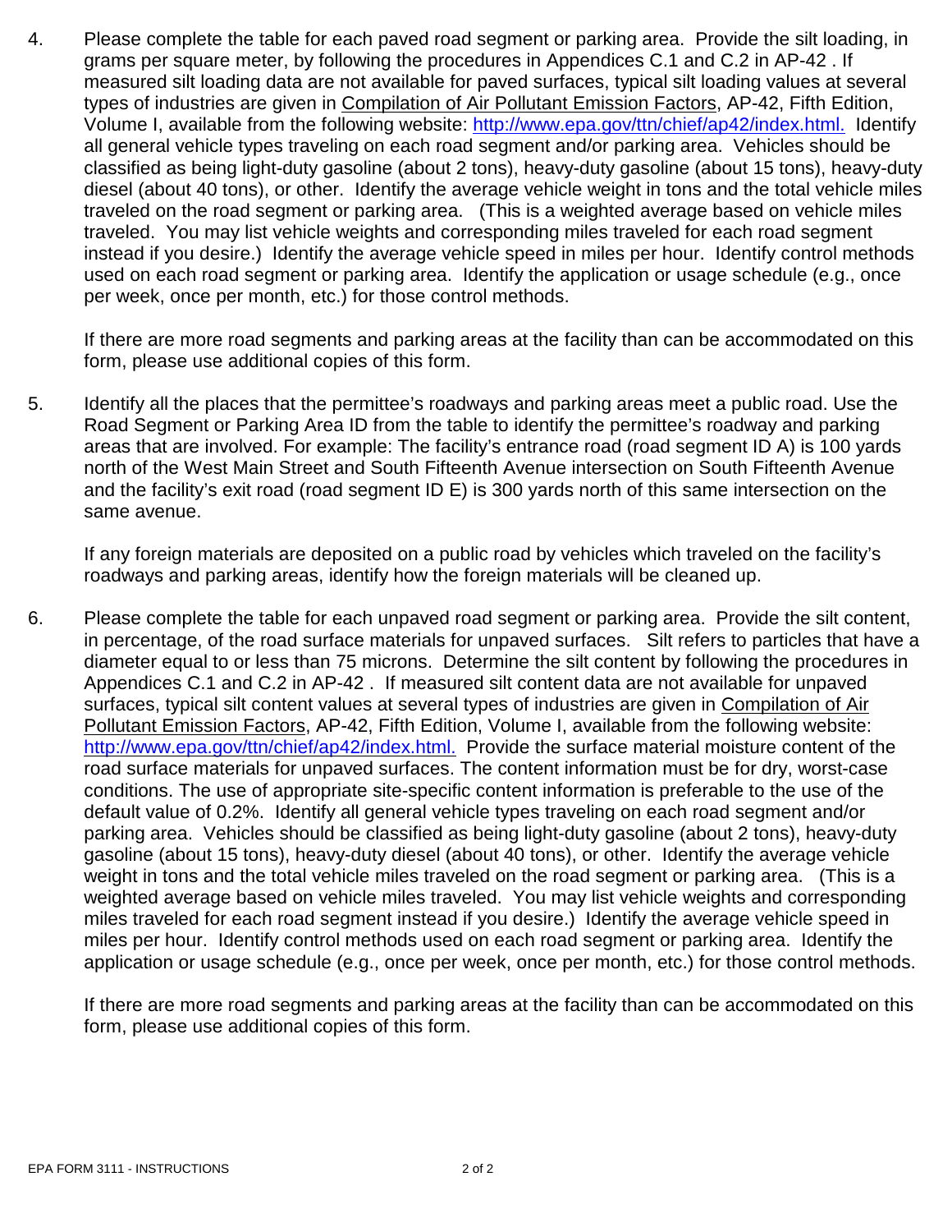4. Please complete the table for each paved road segment or parking area. Provide the silt loading, in grams per square meter, by following the procedures in Appendices C.1 and C.2 in AP-42 . If measured silt loading data are not available for paved surfaces, typical silt loading values at several types of industries are given in Compilation of Air Pollutant Emission Factors, AP-42, Fifth Edition, Volume I, available from the following website: http://www.epa.gov/ttn/chief/ap42/index.html. Identify all general vehicle types traveling on each road segment and/or parking area. Vehicles should be classified as being light-duty gasoline (about 2 tons), heavy-duty gasoline (about 15 tons), heavy-duty diesel (about 40 tons), or other. Identify the average vehicle weight in tons and the total vehicle miles traveled on the road segment or parking area. (This is a weighted average based on vehicle miles traveled. You may list vehicle weights and corresponding miles traveled for each road segment instead if you desire.) Identify the average vehicle speed in miles per hour. Identify control methods used on each road segment or parking area. Identify the application or usage schedule (e.g., once per week, once per month, etc.) for those control methods.

   If there are more road segments and parking areas at the facility than can be accommodated on this form, please use additional copies of this form.

5. Identify all the places that the permittee's roadways and parking areas meet a public road. Use the Road Segment or Parking Area ID from the table to identify the permittee's roadway and parking areas that are involved. For example: The facility's entrance road (road segment ID A) is 100 yards north of the West Main Street and South Fifteenth Avenue intersection on South Fifteenth Avenue and the facility's exit road (road segment ID E) is 300 yards north of this same intersection on the same avenue.

   If any foreign materials are deposited on a public road by vehicles which traveled on the facility's roadways and parking areas, identify how the foreign materials will be cleaned up.

6. Please complete the table for each unpaved road segment or parking area. Provide the silt content, in percentage, of the road surface materials for unpaved surfaces. Silt refers to particles that have a diameter equal to or less than 75 microns. Determine the silt content by following the procedures in Appendices C.1 and C.2 in AP-42 . If measured silt content data are not available for unpaved surfaces, typical silt content values at several types of industries are given in Compilation of Air Pollutant Emission Factors, AP-42, Fifth Edition, Volume I, available from the following website: http://www.epa.gov/ttn/chief/ap42/index.html. Provide the surface material moisture content of the road surface materials for unpaved surfaces. The content information must be for dry, worst-case conditions. The use of appropriate site-specific content information is preferable to the use of the default value of 0.2%. Identify all general vehicle types traveling on each road segment and/or parking area. Vehicles should be classified as being light-duty gasoline (about 2 tons), heavy-duty gasoline (about 15 tons), heavy-duty diesel (about 40 tons), or other. Identify the average vehicle weight in tons and the total vehicle miles traveled on the road segment or parking area. (This is a weighted average based on vehicle miles traveled. You may list vehicle weights and corresponding miles traveled for each road segment instead if you desire.) Identify the average vehicle speed in miles per hour. Identify control methods used on each road segment or parking area. Identify the application or usage schedule (e.g., once per week, once per month, etc.) for those control methods.

   If there are more road segments and parking areas at the facility than can be accommodated on this form, please use additional copies of this form.